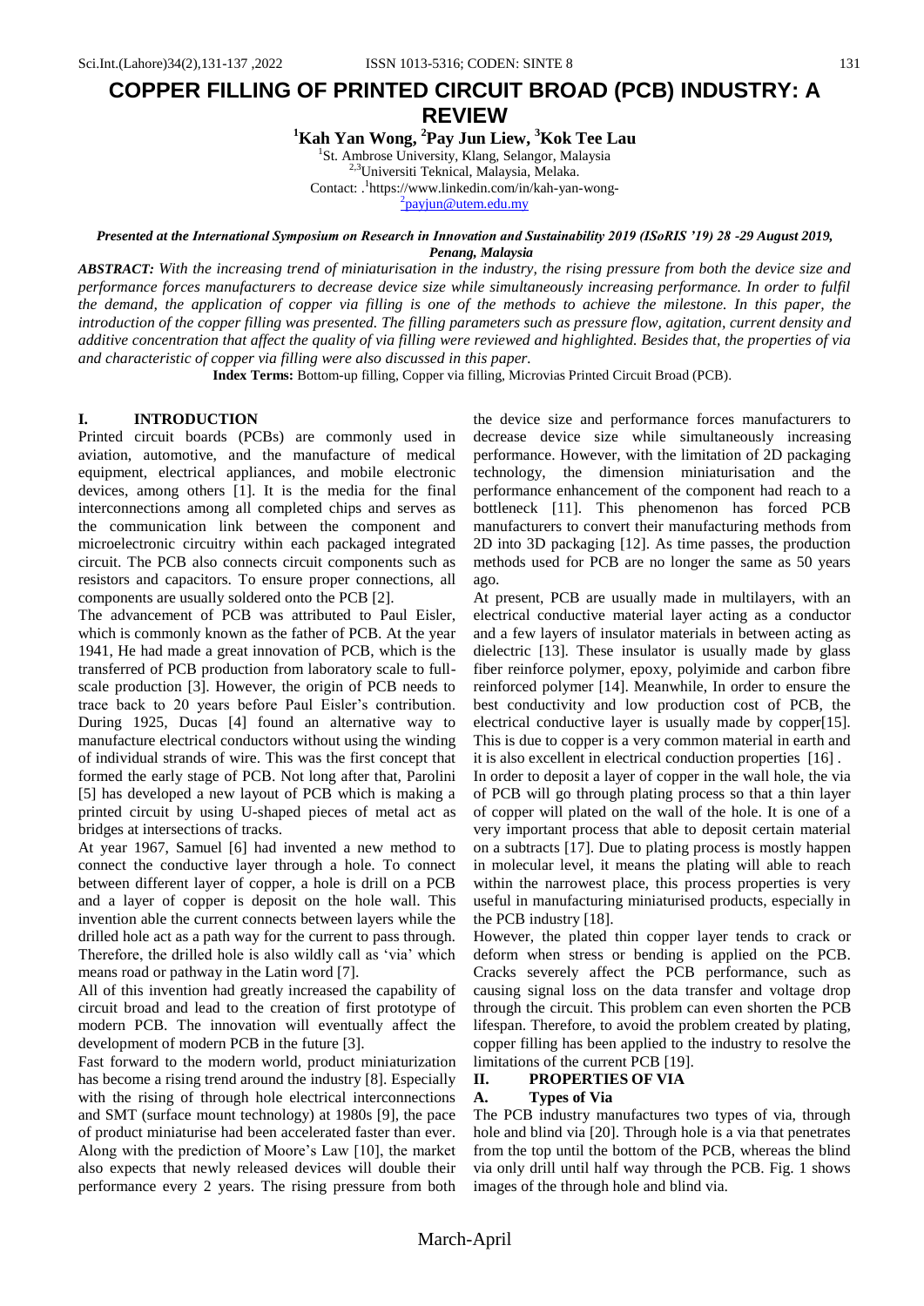# COPPER FILLING OF PRINTED CIRCUIT BROAD (PCB) INDUSTRY: A REVIEW

**[1]Kah Yan Wong, [2]Pay Jun Liew, [3]Kok Tee Lau**

[1]St. Ambrose University, Klang, Selangor, Malaysia
[2,3]Universiti Teknical, Malaysia, Melaka.
Contact: .[1]https://www.linkedin.com/in/kah-yan-wong-
[2]payjun@utem.edu.my

***Presented at the International Symposium on Research in Innovation and Sustainability 2019 (ISoRIS '19) 28 -29 August 2019, Penang, Malaysia***

***ABSTRACT:** With the increasing trend of miniaturisation in the industry, the rising pressure from both the device size and performance forces manufacturers to decrease device size while simultaneously increasing performance. In order to fulfil the demand, the application of copper via filling is one of the methods to achieve the milestone. In this paper, the introduction of the copper filling was presented. The filling parameters such as pressure flow, agitation, current density and additive concentration that affect the quality of via filling were reviewed and highlighted. Besides that, the properties of via and characteristic of copper via filling were also discussed in this paper.*

**Index Terms:** Bottom-up filling, Copper via filling, Microvias Printed Circuit Broad (PCB).

## I. INTRODUCTION

Printed circuit boards (PCBs) are commonly used in aviation, automotive, and the manufacture of medical equipment, electrical appliances, and mobile electronic devices, among others [1]. It is the media for the final interconnections among all completed chips and serves as the communication link between the component and microelectronic circuitry within each packaged integrated circuit. The PCB also connects circuit components such as resistors and capacitors. To ensure proper connections, all components are usually soldered onto the PCB [2].

The advancement of PCB was attributed to Paul Eisler, which is commonly known as the father of PCB. At the year 1941, He had made a great innovation of PCB, which is the transferred of PCB production from laboratory scale to full-scale production [3]. However, the origin of PCB needs to trace back to 20 years before Paul Eisler's contribution. During 1925, Ducas [4] found an alternative way to manufacture electrical conductors without using the winding of individual strands of wire. This was the first concept that formed the early stage of PCB. Not long after that, Parolini [5] has developed a new layout of PCB which is making a printed circuit by using U-shaped pieces of metal act as bridges at intersections of tracks.

At year 1967, Samuel [6] had invented a new method to connect the conductive layer through a hole. To connect between different layer of copper, a hole is drill on a PCB and a layer of copper is deposit on the hole wall. This invention able the current connects between layers while the drilled hole act as a path way for the current to pass through. Therefore, the drilled hole is also wildly call as 'via' which means road or pathway in the Latin word [7].

All of this invention had greatly increased the capability of circuit broad and lead to the creation of first prototype of modern PCB. The innovation will eventually affect the development of modern PCB in the future [3].

Fast forward to the modern world, product miniaturization has become a rising trend around the industry [8]. Especially with the rising of through hole electrical interconnections and SMT (surface mount technology) at 1980s [9], the pace of product miniaturise had been accelerated faster than ever. Along with the prediction of Moore's Law [10], the market also expects that newly released devices will double their performance every 2 years. The rising pressure from both the device size and performance forces manufacturers to decrease device size while simultaneously increasing performance. However, with the limitation of 2D packaging technology, the dimension miniaturisation and the performance enhancement of the component had reach to a bottleneck [11]. This phenomenon has forced PCB manufacturers to convert their manufacturing methods from 2D into 3D packaging [12]. As time passes, the production methods used for PCB are no longer the same as 50 years ago.

At present, PCB are usually made in multilayers, with an electrical conductive material layer acting as a conductor and a few layers of insulator materials in between acting as dielectric [13]. These insulator is usually made by glass fiber reinforce polymer, epoxy, polyimide and carbon fibre reinforced polymer [14]. Meanwhile, In order to ensure the best conductivity and low production cost of PCB, the electrical conductive layer is usually made by copper[15]. This is due to copper is a very common material in earth and it is also excellent in electrical conduction properties [16] .

In order to deposit a layer of copper in the wall hole, the via of PCB will go through plating process so that a thin layer of copper will plated on the wall of the hole. It is one of a very important process that able to deposit certain material on a subtracts [17]. Due to plating process is mostly happen in molecular level, it means the plating will able to reach within the narrowest place, this process properties is very useful in manufacturing miniaturised products, especially in the PCB industry [18].

However, the plated thin copper layer tends to crack or deform when stress or bending is applied on the PCB. Cracks severely affect the PCB performance, such as causing signal loss on the data transfer and voltage drop through the circuit. This problem can even shorten the PCB lifespan. Therefore, to avoid the problem created by plating, copper filling has been applied to the industry to resolve the limitations of the current PCB [19].

## II. PROPERTIES OF VIA

### A. Types of Via

The PCB industry manufactures two types of via, through hole and blind via [20]. Through hole is a via that penetrates from the top until the bottom of the PCB, whereas the blind via only drill until half way through the PCB. Fig. 1 shows images of the through hole and blind via.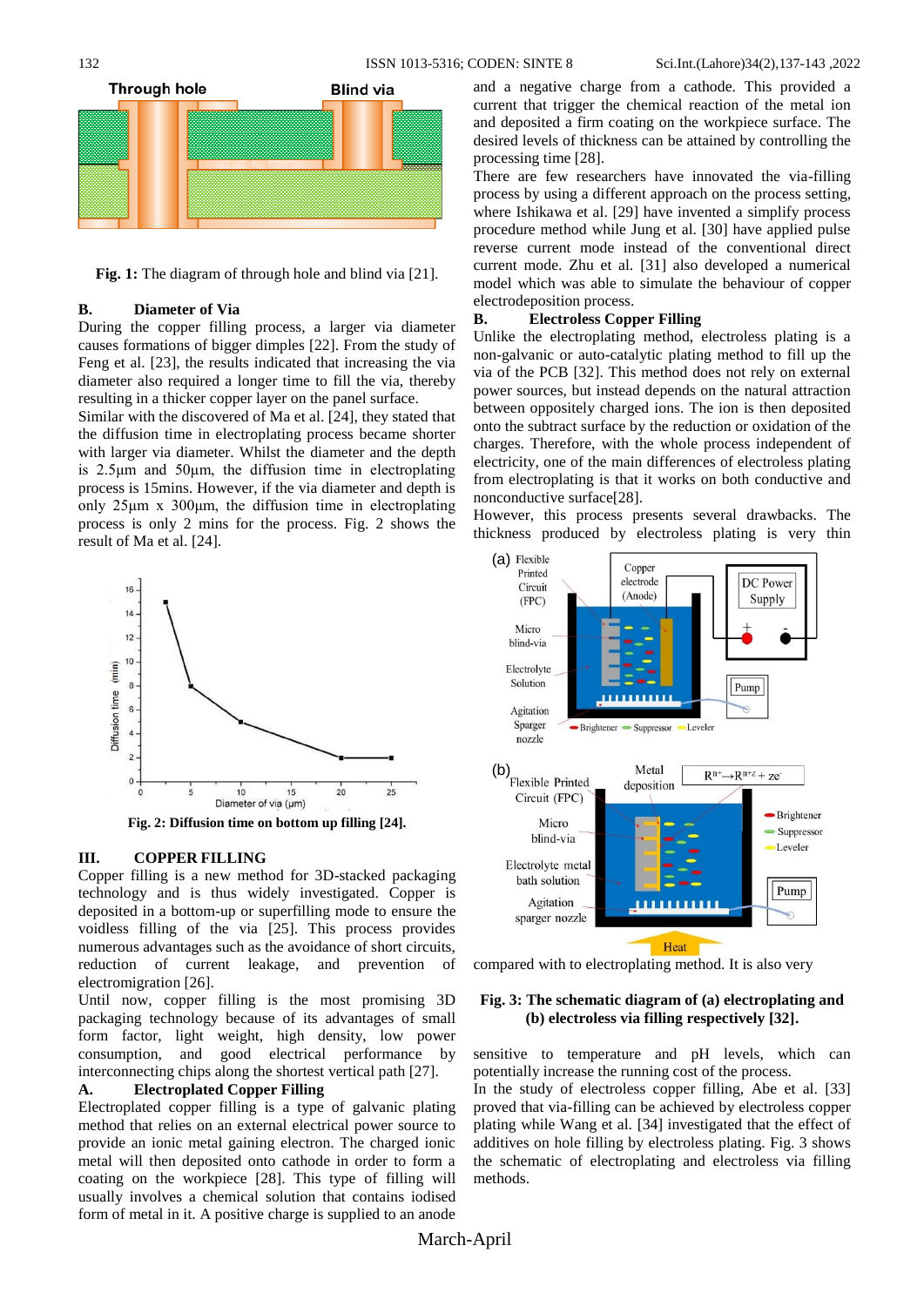Fig. 1: The diagram of through hole and blind via [21].

### B. Diameter of Via

During the copper filling process, a larger via diameter causes formations of bigger dimples [22]. From the study of Feng et al. [23], the results indicated that increasing the via diameter also required a longer time to fill the via, thereby resulting in a thicker copper layer on the panel surface.

Similar with the discovered of Ma et al. [24], they stated that the diffusion time in electroplating process became shorter with larger via diameter. Whilst the diameter and the depth is 2.5µm and 50µm, the diffusion time in electroplating process is 15mins. However, if the via diameter and depth is only 25µm x 300µm, the diffusion time in electroplating process is only 2 mins for the process. Fig. 2 shows the result of Ma et al. [24].

**Fig. 2: Diffusion time on bottom up filling [24].**

## III. COPPER FILLING

Copper filling is a new method for 3D-stacked packaging technology and is thus widely investigated. Copper is deposited in a bottom-up or superfilling mode to ensure the voidless filling of the via [25]. This process provides numerous advantages such as the avoidance of short circuits, reduction of current leakage, and prevention of electromigration [26].

Until now, copper filling is the most promising 3D packaging technology because of its advantages of small form factor, light weight, high density, low power consumption, and good electrical performance by interconnecting chips along the shortest vertical path [27].

### A. Electroplated Copper Filling

Electroplated copper filling is a type of galvanic plating method that relies on an external electrical power source to provide an ionic metal gaining electron. The charged ionic metal will then deposited onto cathode in order to form a coating on the workpiece [28]. This type of filling will usually involves a chemical solution that contains iodised form of metal in it. A positive charge is supplied to an anode and a negative charge from a cathode. This provided a current that trigger the chemical reaction of the metal ion and deposited a firm coating on the workpiece surface. The desired levels of thickness can be attained by controlling the processing time [28].

There are few researchers have innovated the via-filling process by using a different approach on the process setting, where Ishikawa et al. [29] have invented a simplify process procedure method while Jung et al. [30] have applied pulse reverse current mode instead of the conventional direct current mode. Zhu et al. [31] also developed a numerical model which was able to simulate the behaviour of copper electrodeposition process.

### B. Electroless Copper Filling

Unlike the electroplating method, electroless plating is a non-galvanic or auto-catalytic plating method to fill up the via of the PCB [32]. This method does not rely on external power sources, but instead depends on the natural attraction between oppositely charged ions. The ion is then deposited onto the subtract surface by the reduction or oxidation of the charges. Therefore, with the whole process independent of electricity, one of the main differences of electroless plating from electroplating is that it works on both conductive and nonconductive surface[28].

However, this process presents several drawbacks. The thickness produced by electroless plating is very thin compared with to electroplating method. It is also very sensitive to temperature and pH levels, which can potentially increase the running cost of the process.

**Fig. 3: The schematic diagram of (a) electroplating and (b) electroless via filling respectively [32].**

In the study of electroless copper filling, Abe et al. [33] proved that via-filling can be achieved by electroless copper plating while Wang et al. [34] investigated that the effect of additives on hole filling by electroless plating. Fig. 3 shows the schematic of electroplating and electroless via filling methods.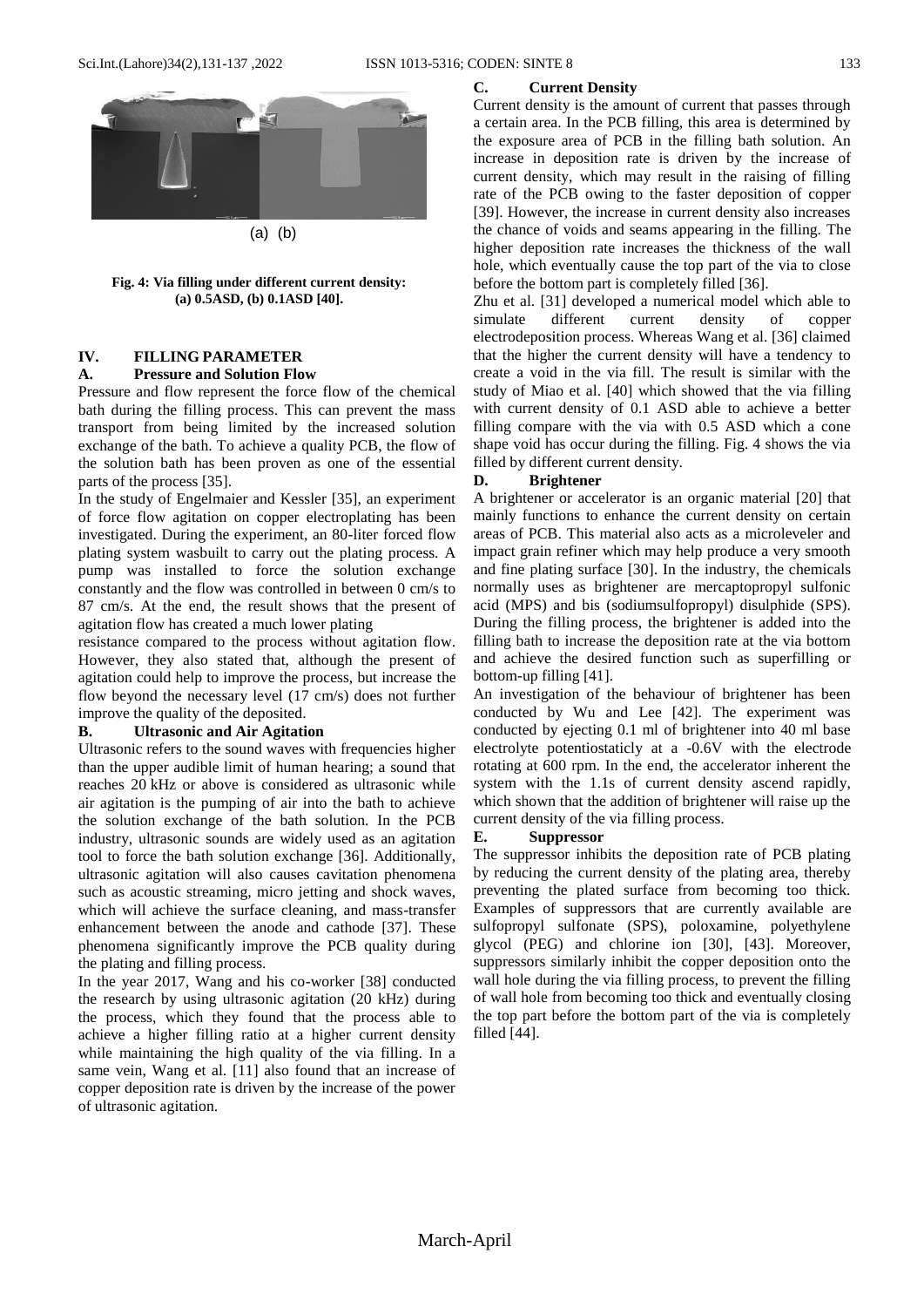(a) (b)

**Fig. 4: Via filling under different current density: (a) 0.5ASD, (b) 0.1ASD [40].**

## IV. FILLING PARAMETER

### A. Pressure and Solution Flow

Pressure and flow represent the force flow of the chemical bath during the filling process. This can prevent the mass transport from being limited by the increased solution exchange of the bath. To achieve a quality PCB, the flow of the solution bath has been proven as one of the essential parts of the process [35].

In the study of Engelmaier and Kessler [35], an experiment of force flow agitation on copper electroplating has been investigated. During the experiment, an 80-liter forced flow plating system wasbuilt to carry out the plating process. A pump was installed to force the solution exchange constantly and the flow was controlled in between 0 cm/s to 87 cm/s. At the end, the result shows that the present of agitation flow has created a much lower plating resistance compared to the process without agitation flow. However, they also stated that, although the present of agitation could help to improve the process, but increase the flow beyond the necessary level (17 cm/s) does not further improve the quality of the deposited.

### B. Ultrasonic and Air Agitation

Ultrasonic refers to the sound waves with frequencies higher than the upper audible limit of human hearing; a sound that reaches 20 kHz or above is considered as ultrasonic while air agitation is the pumping of air into the bath to achieve the solution exchange of the bath solution. In the PCB industry, ultrasonic sounds are widely used as an agitation tool to force the bath solution exchange [36]. Additionally, ultrasonic agitation will also causes cavitation phenomena such as acoustic streaming, micro jetting and shock waves, which will achieve the surface cleaning, and mass-transfer enhancement between the anode and cathode [37]. These phenomena significantly improve the PCB quality during the plating and filling process.

In the year 2017, Wang and his co-worker [38] conducted the research by using ultrasonic agitation (20 kHz) during the process, which they found that the process able to achieve a higher filling ratio at a higher current density while maintaining the high quality of the via filling. In a same vein, Wang et al. [11] also found that an increase of copper deposition rate is driven by the increase of the power of ultrasonic agitation.

### C. Current Density

Current density is the amount of current that passes through a certain area. In the PCB filling, this area is determined by the exposure area of PCB in the filling bath solution. An increase in deposition rate is driven by the increase of current density, which may result in the raising of filling rate of the PCB owing to the faster deposition of copper [39]. However, the increase in current density also increases the chance of voids and seams appearing in the filling. The higher deposition rate increases the thickness of the wall hole, which eventually cause the top part of the via to close before the bottom part is completely filled [36].

Zhu et al. [31] developed a numerical model which able to simulate different current density of copper electrodeposition process. Whereas Wang et al. [36] claimed that the higher the current density will have a tendency to create a void in the via fill. The result is similar with the study of Miao et al. [40] which showed that the via filling with current density of 0.1 ASD able to achieve a better filling compare with the via with 0.5 ASD which a cone shape void has occur during the filling. Fig. 4 shows the via filled by different current density.

### D. Brightener

A brightener or accelerator is an organic material [20] that mainly functions to enhance the current density on certain areas of PCB. This material also acts as a microleveler and impact grain refiner which may help produce a very smooth and fine plating surface [30]. In the industry, the chemicals normally uses as brightener are mercaptopropyl sulfonic acid (MPS) and bis (sodiumsulfopropyl) disulphide (SPS). During the filling process, the brightener is added into the filling bath to increase the deposition rate at the via bottom and achieve the desired function such as superfilling or bottom-up filling [41].

An investigation of the behaviour of brightener has been conducted by Wu and Lee [42]. The experiment was conducted by ejecting 0.1 ml of brightener into 40 ml base electrolyte potentiostaticly at a -0.6V with the electrode rotating at 600 rpm. In the end, the accelerator inherent the system with the 1.1s of current density ascend rapidly, which shown that the addition of brightener will raise up the current density of the via filling process.

### E. Suppressor

The suppressor inhibits the deposition rate of PCB plating by reducing the current density of the plating area, thereby preventing the plated surface from becoming too thick. Examples of suppressors that are currently available are sulfopropyl sulfonate (SPS), poloxamine, polyethylene glycol (PEG) and chlorine ion [30], [43]. Moreover, suppressors similarly inhibit the copper deposition onto the wall hole during the via filling process, to prevent the filling of wall hole from becoming too thick and eventually closing the top part before the bottom part of the via is completely filled [44].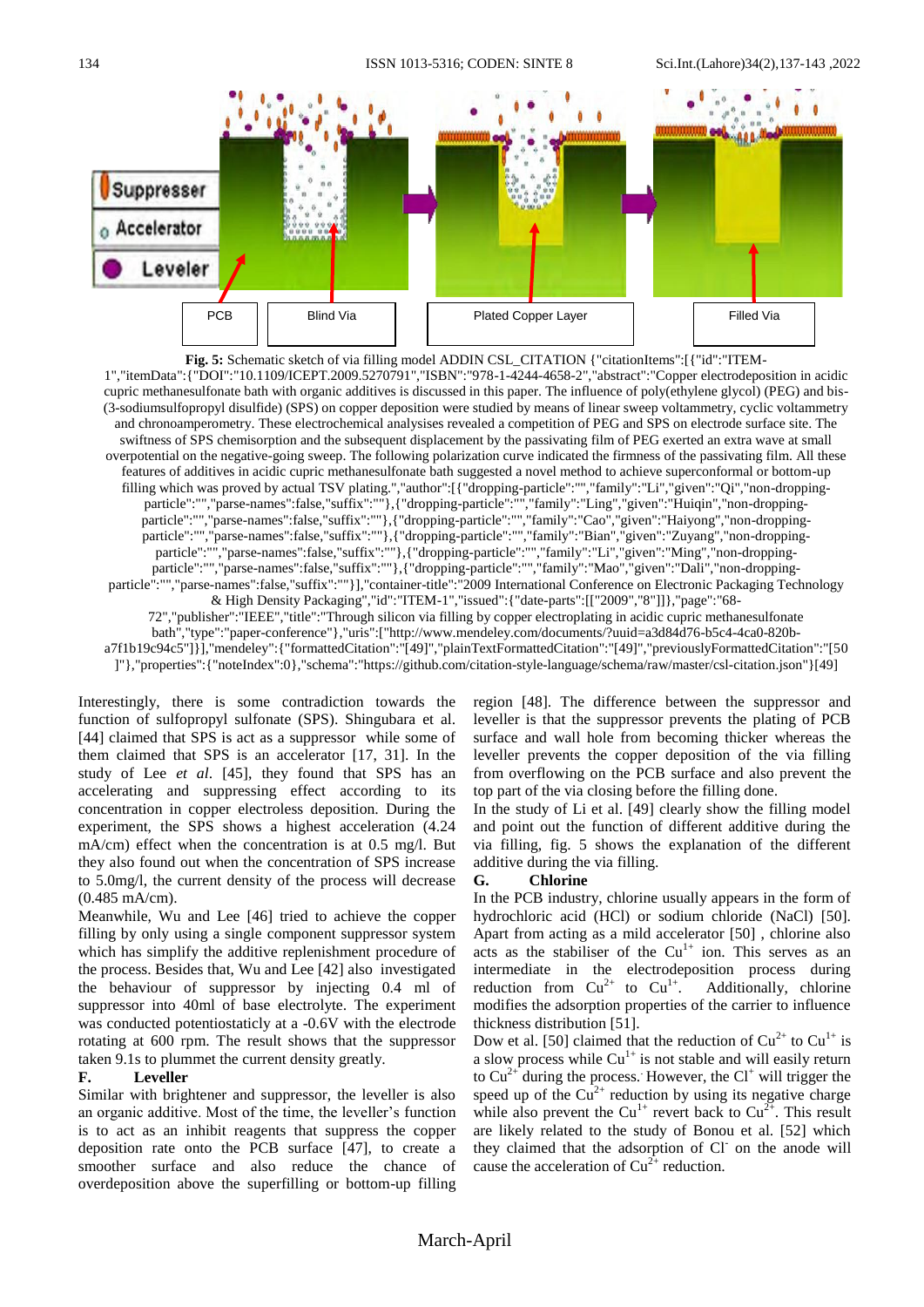Suppresser

Accelerator

Leveler

PCB | Blind Via | Plated Copper Layer | Filled Via

**Fig. 5:** Schematic sketch of via filling model ADDIN CSL_CITATION {"citationItems":[{"id":"ITEM-1","itemData":{"DOI":"10.1109/ICEPT.2009.5270791","ISBN":"978-1-4244-4658-2","abstract":"Copper electrodeposition in acidic cupric methanesulfonate bath with organic additives is discussed in this paper. The influence of poly(ethylene glycol) (PEG) and bis-(3-sodiumsulfopropyl disulfide) (SPS) on copper deposition were studied by means of linear sweep voltammetry, cyclic voltammetry and chronoamperometry. These electrochemical analysises revealed a competition of PEG and SPS on electrode surface site. The swiftness of SPS chemisorption and the subsequent displacement by the passivating film of PEG exerted an extra wave at small overpotential on the negative-going sweep. The following polarization curve indicated the firmness of the passivating film. All these features of additives in acidic cupric methanesulfonate bath suggested a novel method to achieve superconformal or bottom-up filling which was proved by actual TSV plating.","author":[{"dropping-particle":"","family":"Li","given":"Qi","non-dropping-particle":"","parse-names":false,"suffix":""},{"dropping-particle":"","family":"Ling","given":"Huiqin","non-dropping-particle":"","parse-names":false,"suffix":""},{"dropping-particle":"","family":"Cao","given":"Haiyong","non-dropping-particle":"","parse-names":false,"suffix":""},{"dropping-particle":"","family":"Bian","given":"Zuyang","non-dropping-particle":"","parse-names":false,"suffix":""},{"dropping-particle":"","family":"Li","given":"Ming","non-dropping-particle":"","parse-names":false,"suffix":""},{"dropping-particle":"","family":"Mao","given":"Dali","non-dropping-particle":"","parse-names":false,"suffix":""}],"container-title":"2009 International Conference on Electronic Packaging Technology & High Density Packaging","id":"ITEM-1","issued":{"date-parts":[["2009","8"]]},"page":"68-72","publisher":"IEEE","title":"Through silicon via filling by copper electroplating in acidic cupric methanesulfonate bath","type":"paper-conference"},"uris":["http://www.mendeley.com/documents/?uuid=a3d84d76-b5c4-4ca0-820b-a7f1b19c94c5"]}],"mendeley":{"formattedCitation":"[49]","plainTextFormattedCitation":"[49]","previouslyFormattedCitation":"[50]"},"properties":{"noteIndex":0},"schema":"https://github.com/citation-style-language/schema/raw/master/csl-citation.json"}[49]

Interestingly, there is some contradiction towards the function of sulfopropyl sulfonate (SPS). Shingubara et al. [44] claimed that SPS is act as a suppressor while some of them claimed that SPS is an accelerator [17, 31]. In the study of Lee *et al*. [45], they found that SPS has an accelerating and suppressing effect according to its concentration in copper electroless deposition. During the experiment, the SPS shows a highest acceleration (4.24 mA/cm) effect when the concentration is at 0.5 mg/l. But they also found out when the concentration of SPS increase to 5.0mg/l, the current density of the process will decrease (0.485 mA/cm).

Meanwhile, Wu and Lee [46] tried to achieve the copper filling by only using a single component suppressor system which has simplify the additive replenishment procedure of the process. Besides that, Wu and Lee [42] also investigated the behaviour of suppressor by injecting 0.4 ml of suppressor into 40ml of base electrolyte. The experiment was conducted potentiostaticly at a -0.6V with the electrode rotating at 600 rpm. The result shows that the suppressor taken 9.1s to plummet the current density greatly.

### F. Leveller

Similar with brightener and suppressor, the leveller is also an organic additive. Most of the time, the leveller's function is to act as an inhibit reagents that suppress the copper deposition rate onto the PCB surface [47], to create a smoother surface and also reduce the chance of overdeposition above the superfilling or bottom-up filling region [48]. The difference between the suppressor and leveller is that the suppressor prevents the plating of PCB surface and wall hole from becoming thicker whereas the leveller prevents the copper deposition of the via filling from overflowing on the PCB surface and also prevent the top part of the via closing before the filling done.

In the study of Li et al. [49] clearly show the filling model and point out the function of different additive during the via filling, fig. 5 shows the explanation of the different additive during the via filling.

### G. Chlorine

In the PCB industry, chlorine usually appears in the form of hydrochloric acid (HCl) or sodium chloride (NaCl) [50]. Apart from acting as a mild accelerator [50] , chlorine also acts as the stabiliser of the $Cu^{1+}$ ion. This serves as an intermediate in the electrodeposition process during reduction from $Cu^{2+}$ to $Cu^{1+}$. Additionally, chlorine modifies the adsorption properties of the carrier to influence thickness distribution [51].

Dow et al. [50] claimed that the reduction of $Cu^{2+}$ to $Cu^{1+}$ is a slow process while $Cu^{1+}$ is not stable and will easily return to $Cu^{2+}$ during the process. However, the $Cl^{-}$ will trigger the speed up of the $Cu^{2+}$ reduction by using its negative charge while also prevent the $Cu^{1+}$ revert back to $Cu^{2+}$. This result are likely related to the study of Bonou et al. [52] which they claimed that the adsorption of $Cl^{-}$ on the anode will cause the acceleration of $Cu^{2+}$ reduction.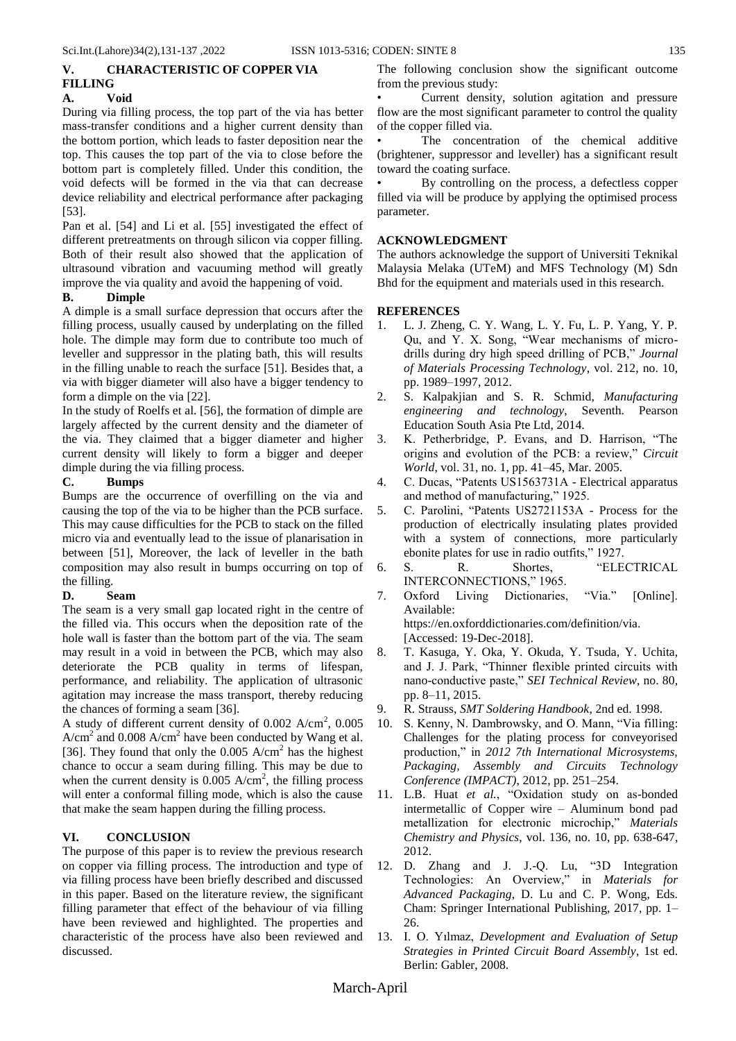## V. CHARACTERISTIC OF COPPER VIA FILLING

### A. Void

During via filling process, the top part of the via has better mass-transfer conditions and a higher current density than the bottom portion, which leads to faster deposition near the top. This causes the top part of the via to close before the bottom part is completely filled. Under this condition, the void defects will be formed in the via that can decrease device reliability and electrical performance after packaging [53].

Pan et al. [54] and Li et al. [55] investigated the effect of different pretreatments on through silicon via copper filling. Both of their result also showed that the application of ultrasound vibration and vacuuming method will greatly improve the via quality and avoid the happening of void.

### B. Dimple

A dimple is a small surface depression that occurs after the filling process, usually caused by underplating on the filled hole. The dimple may form due to contribute too much of leveller and suppressor in the plating bath, this will results in the filling unable to reach the surface [51]. Besides that, a via with bigger diameter will also have a bigger tendency to form a dimple on the via [22].

In the study of Roelfs et al. [56], the formation of dimple are largely affected by the current density and the diameter of the via. They claimed that a bigger diameter and higher current density will likely to form a bigger and deeper dimple during the via filling process.

### C. Bumps

Bumps are the occurrence of overfilling on the via and causing the top of the via to be higher than the PCB surface. This may cause difficulties for the PCB to stack on the filled micro via and eventually lead to the issue of planarisation in between [51], Moreover, the lack of leveller in the bath composition may also result in bumps occurring on top of the filling.

### D. Seam

The seam is a very small gap located right in the centre of the filled via. This occurs when the deposition rate of the hole wall is faster than the bottom part of the via. The seam may result in a void in between the PCB, which may also deteriorate the PCB quality in terms of lifespan, performance, and reliability. The application of ultrasonic agitation may increase the mass transport, thereby reducing the chances of forming a seam [36].

A study of different current density of 0.002 $A/cm^2$, 0.005 $A/cm^2$ and 0.008 $A/cm^2$ have been conducted by Wang et al. [36]. They found that only the 0.005 $A/cm^2$ has the highest chance to occur a seam during filling. This may be due to when the current density is 0.005 $A/cm^2$, the filling process will enter a conformal filling mode, which is also the cause that make the seam happen during the filling process.

## VI. CONCLUSION

The purpose of this paper is to review the previous research on copper via filling process. The introduction and type of via filling process have been briefly described and discussed in this paper. Based on the literature review, the significant filling parameter that effect of the behaviour of via filling have been reviewed and highlighted. The properties and characteristic of the process have also been reviewed and discussed.

The following conclusion show the significant outcome from the previous study:

- Current density, solution agitation and pressure flow are the most significant parameter to control the quality of the copper filled via.
- The concentration of the chemical additive (brightener, suppressor and leveller) has a significant result toward the coating surface.
- By controlling on the process, a defectless copper filled via will be produce by applying the optimised process parameter.

## ACKNOWLEDGMENT

The authors acknowledge the support of Universiti Teknikal Malaysia Melaka (UTeM) and MFS Technology (M) Sdn Bhd for the equipment and materials used in this research.

## REFERENCES

1. L. J. Zheng, C. Y. Wang, L. Y. Fu, L. P. Yang, Y. P. Qu, and Y. X. Song, "Wear mechanisms of micro-drills during dry high speed drilling of PCB," *Journal of Materials Processing Technology*, vol. 212, no. 10, pp. 1989–1997, 2012.
2. S. Kalpakjian and S. R. Schmid, *Manufacturing engineering and technology*, Seventh. Pearson Education South Asia Pte Ltd, 2014.
3. K. Petherbridge, P. Evans, and D. Harrison, "The origins and evolution of the PCB: a review," *Circuit World*, vol. 31, no. 1, pp. 41–45, Mar. 2005.
4. C. Ducas, "Patents US1563731A - Electrical apparatus and method of manufacturing," 1925.
5. C. Parolini, "Patents US2721153A - Process for the production of electrically insulating plates provided with a system of connections, more particularly ebonite plates for use in radio outfits," 1927.
6. S. R. Shortes, "ELECTRICAL INTERCONNECTIONS," 1965.
7. Oxford Living Dictionaries, "Via." [Online]. Available: https://en.oxforddictionaries.com/definition/via. [Accessed: 19-Dec-2018].
8. T. Kasuga, Y. Oka, Y. Okuda, Y. Tsuda, Y. Uchita, and J. J. Park, "Thinner flexible printed circuits with nano-conductive paste," *SEI Technical Review*, no. 80, pp. 8–11, 2015.
9. R. Strauss, *SMT Soldering Handbook*, 2nd ed. 1998.
10. S. Kenny, N. Dambrowsky, and O. Mann, "Via filling: Challenges for the plating process for conveyorised production," in *2012 7th International Microsystems, Packaging, Assembly and Circuits Technology Conference (IMPACT)*, 2012, pp. 251–254.
11. L.B. Huat *et al.*, "Oxidation study on as-bonded intermetallic of Copper wire – Aluminum bond pad metallization for electronic microchip," *Materials Chemistry and Physics*, vol. 136, no. 10, pp. 638-647, 2012.
12. D. Zhang and J. J.-Q. Lu, "3D Integration Technologies: An Overview," in *Materials for Advanced Packaging*, D. Lu and C. P. Wong, Eds. Cham: Springer International Publishing, 2017, pp. 1–26.
13. I. O. Yılmaz, *Development and Evaluation of Setup Strategies in Printed Circuit Board Assembly*, 1st ed. Berlin: Gabler, 2008.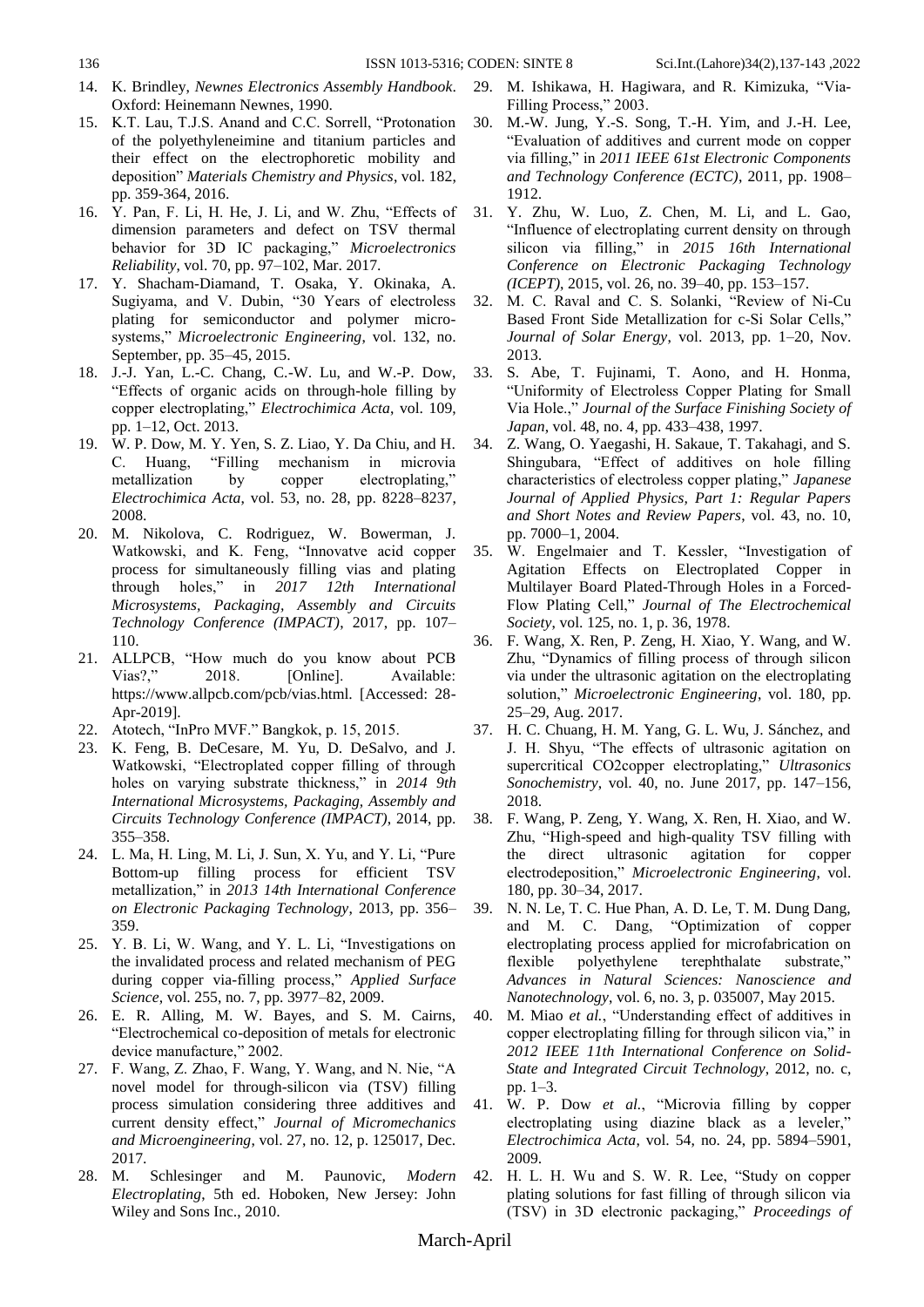14. K. Brindley, *Newnes Electronics Assembly Handbook*. Oxford: Heinemann Newnes, 1990.
15. K.T. Lau, T.J.S. Anand and C.C. Sorrell, "Protonation of the polyethyleneimine and titanium particles and their effect on the electrophoretic mobility and deposition" *Materials Chemistry and Physics*, vol. 182, pp. 359-364, 2016.
16. Y. Pan, F. Li, H. He, J. Li, and W. Zhu, "Effects of dimension parameters and defect on TSV thermal behavior for 3D IC packaging," *Microelectronics Reliability*, vol. 70, pp. 97–102, Mar. 2017.
17. Y. Shacham-Diamand, T. Osaka, Y. Okinaka, A. Sugiyama, and V. Dubin, "30 Years of electroless plating for semiconductor and polymer micro-systems," *Microelectronic Engineering*, vol. 132, no. September, pp. 35–45, 2015.
18. J.-J. Yan, L.-C. Chang, C.-W. Lu, and W.-P. Dow, "Effects of organic acids on through-hole filling by copper electroplating," *Electrochimica Acta*, vol. 109, pp. 1–12, Oct. 2013.
19. W. P. Dow, M. Y. Yen, S. Z. Liao, Y. Da Chiu, and H. C. Huang, "Filling mechanism in microvia metallization by copper electroplating," *Electrochimica Acta*, vol. 53, no. 28, pp. 8228–8237, 2008.
20. M. Nikolova, C. Rodriguez, W. Bowerman, J. Watkowski, and K. Feng, "Innovatve acid copper process for simultaneously filling vias and plating through holes," in *2017 12th International Microsystems, Packaging, Assembly and Circuits Technology Conference (IMPACT)*, 2017, pp. 107–110.
21. ALLPCB, "How much do you know about PCB Vias?," 2018. [Online]. Available: https://www.allpcb.com/pcb/vias.html. [Accessed: 28-Apr-2019].
22. Atotech, "InPro MVF." Bangkok, p. 15, 2015.
23. K. Feng, B. DeCesare, M. Yu, D. DeSalvo, and J. Watkowski, "Electroplated copper filling of through holes on varying substrate thickness," in *2014 9th International Microsystems, Packaging, Assembly and Circuits Technology Conference (IMPACT)*, 2014, pp. 355–358.
24. L. Ma, H. Ling, M. Li, J. Sun, X. Yu, and Y. Li, "Pure Bottom-up filling process for efficient TSV metallization," in *2013 14th International Conference on Electronic Packaging Technology*, 2013, pp. 356–359.
25. Y. B. Li, W. Wang, and Y. L. Li, "Investigations on the invalidated process and related mechanism of PEG during copper via-filling process," *Applied Surface Science*, vol. 255, no. 7, pp. 3977–82, 2009.
26. E. R. Alling, M. W. Bayes, and S. M. Cairns, "Electrochemical co-deposition of metals for electronic device manufacture," 2002.
27. F. Wang, Z. Zhao, F. Wang, Y. Wang, and N. Nie, "A novel model for through-silicon via (TSV) filling process simulation considering three additives and current density effect," *Journal of Micromechanics and Microengineering*, vol. 27, no. 12, p. 125017, Dec. 2017.
28. M. Schlesinger and M. Paunovic, *Modern Electroplating*, 5th ed. Hoboken, New Jersey: John Wiley and Sons Inc., 2010.
29. M. Ishikawa, H. Hagiwara, and R. Kimizuka, "Via-Filling Process," 2003.
30. M.-W. Jung, Y.-S. Song, T.-H. Yim, and J.-H. Lee, "Evaluation of additives and current mode on copper via filling," in *2011 IEEE 61st Electronic Components and Technology Conference (ECTC)*, 2011, pp. 1908–1912.
31. Y. Zhu, W. Luo, Z. Chen, M. Li, and L. Gao, "Influence of electroplating current density on through silicon via filling," in *2015 16th International Conference on Electronic Packaging Technology (ICEPT)*, 2015, vol. 26, no. 39–40, pp. 153–157.
32. M. C. Raval and C. S. Solanki, "Review of Ni-Cu Based Front Side Metallization for c-Si Solar Cells," *Journal of Solar Energy*, vol. 2013, pp. 1–20, Nov. 2013.
33. S. Abe, T. Fujinami, T. Aono, and H. Honma, "Uniformity of Electroless Copper Plating for Small Via Hole.," *Journal of the Surface Finishing Society of Japan*, vol. 48, no. 4, pp. 433–438, 1997.
34. Z. Wang, O. Yaegashi, H. Sakaue, T. Takahagi, and S. Shingubara, "Effect of additives on hole filling characteristics of electroless copper plating," *Japanese Journal of Applied Physics, Part 1: Regular Papers and Short Notes and Review Papers*, vol. 43, no. 10, pp. 7000–1, 2004.
35. W. Engelmaier and T. Kessler, "Investigation of Agitation Effects on Electroplated Copper in Multilayer Board Plated-Through Holes in a Forced-Flow Plating Cell," *Journal of The Electrochemical Society*, vol. 125, no. 1, p. 36, 1978.
36. F. Wang, X. Ren, P. Zeng, H. Xiao, Y. Wang, and W. Zhu, "Dynamics of filling process of through silicon via under the ultrasonic agitation on the electroplating solution," *Microelectronic Engineering*, vol. 180, pp. 25–29, Aug. 2017.
37. H. C. Chuang, H. M. Yang, G. L. Wu, J. Sánchez, and J. H. Shyu, "The effects of ultrasonic agitation on supercritical CO2copper electroplating," *Ultrasonics Sonochemistry*, vol. 40, no. June 2017, pp. 147–156, 2018.
38. F. Wang, P. Zeng, Y. Wang, X. Ren, H. Xiao, and W. Zhu, "High-speed and high-quality TSV filling with the direct ultrasonic agitation for copper electrodeposition," *Microelectronic Engineering*, vol. 180, pp. 30–34, 2017.
39. N. N. Le, T. C. Hue Phan, A. D. Le, T. M. Dung Dang, and M. C. Dang, "Optimization of copper electroplating process applied for microfabrication on flexible polyethylene terephthalate substrate," *Advances in Natural Sciences: Nanoscience and Nanotechnology*, vol. 6, no. 3, p. 035007, May 2015.
40. M. Miao *et al.*, "Understanding effect of additives in copper electroplating filling for through silicon via," in *2012 IEEE 11th International Conference on Solid-State and Integrated Circuit Technology*, 2012, no. c, pp. 1–3.
41. W. P. Dow *et al.*, "Microvia filling by copper electroplating using diazine black as a leveler," *Electrochimica Acta*, vol. 54, no. 24, pp. 5894–5901, 2009.
42. H. L. H. Wu and S. W. R. Lee, "Study on copper plating solutions for fast filling of through silicon via (TSV) in 3D electronic packaging," *Proceedings of*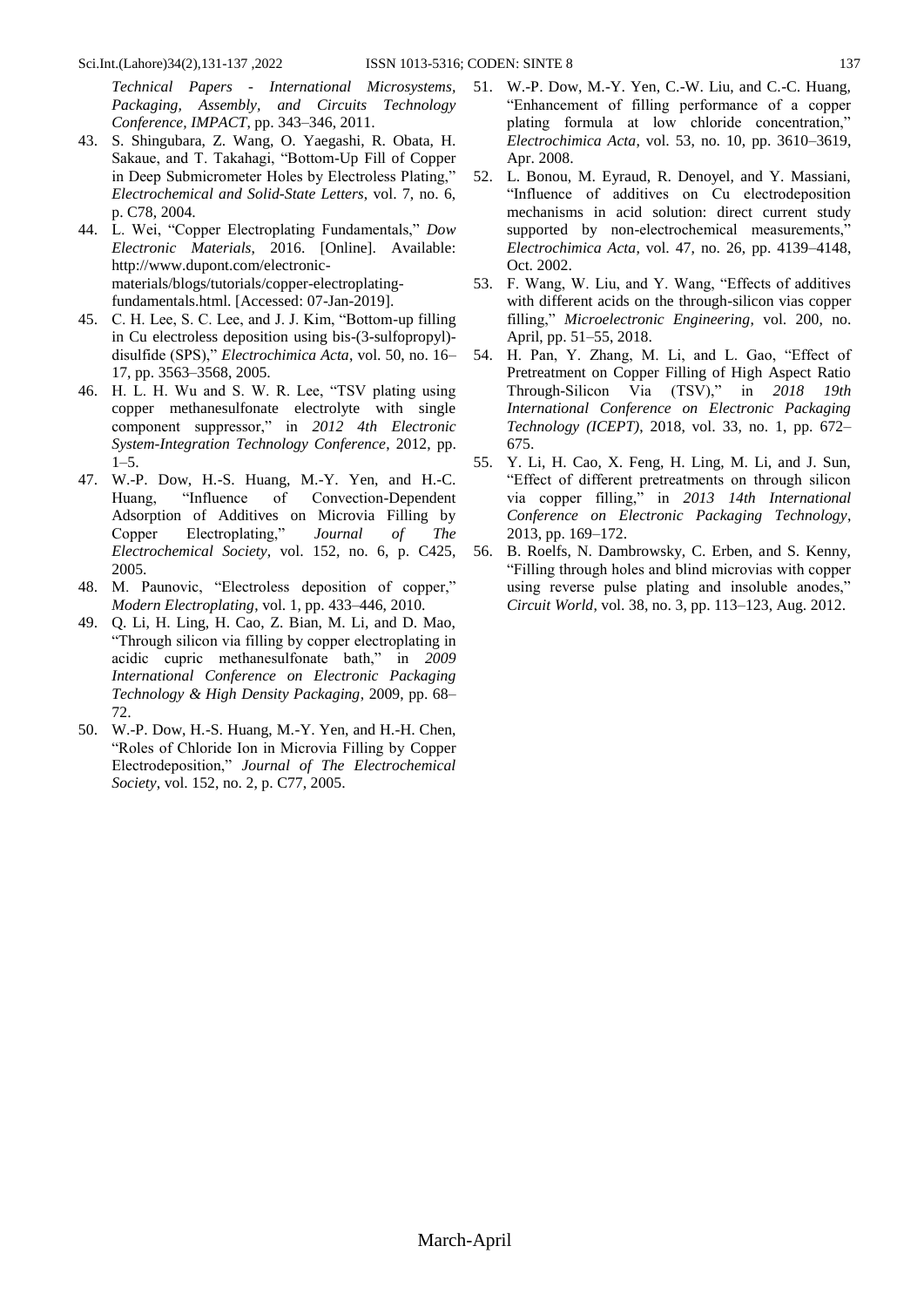*Technical Papers - International Microsystems, Packaging, Assembly, and Circuits Technology Conference, IMPACT*, pp. 343–346, 2011.

43. S. Shingubara, Z. Wang, O. Yaegashi, R. Obata, H. Sakaue, and T. Takahagi, "Bottom-Up Fill of Copper in Deep Submicrometer Holes by Electroless Plating," *Electrochemical and Solid-State Letters*, vol. 7, no. 6, p. C78, 2004.
44. L. Wei, "Copper Electroplating Fundamentals," *Dow Electronic Materials*, 2016. [Online]. Available: http://www.dupont.com/electronic-materials/blogs/tutorials/copper-electroplating-fundamentals.html. [Accessed: 07-Jan-2019].
45. C. H. Lee, S. C. Lee, and J. J. Kim, "Bottom-up filling in Cu electroless deposition using bis-(3-sulfopropyl)-disulfide (SPS)," *Electrochimica Acta*, vol. 50, no. 16–17, pp. 3563–3568, 2005.
46. H. L. H. Wu and S. W. R. Lee, "TSV plating using copper methanesulfonate electrolyte with single component suppressor," in *2012 4th Electronic System-Integration Technology Conference*, 2012, pp. 1–5.
47. W.-P. Dow, H.-S. Huang, M.-Y. Yen, and H.-C. Huang, "Influence of Convection-Dependent Adsorption of Additives on Microvia Filling by Copper Electroplating," *Journal of The Electrochemical Society*, vol. 152, no. 6, p. C425, 2005.
48. M. Paunovic, "Electroless deposition of copper," *Modern Electroplating*, vol. 1, pp. 433–446, 2010.
49. Q. Li, H. Ling, H. Cao, Z. Bian, M. Li, and D. Mao, "Through silicon via filling by copper electroplating in acidic cupric methanesulfonate bath," in *2009 International Conference on Electronic Packaging Technology & High Density Packaging*, 2009, pp. 68–72.
50. W.-P. Dow, H.-S. Huang, M.-Y. Yen, and H.-H. Chen, "Roles of Chloride Ion in Microvia Filling by Copper Electrodeposition," *Journal of The Electrochemical Society*, vol. 152, no. 2, p. C77, 2005.
51. W.-P. Dow, M.-Y. Yen, C.-W. Liu, and C.-C. Huang, "Enhancement of filling performance of a copper plating formula at low chloride concentration," *Electrochimica Acta*, vol. 53, no. 10, pp. 3610–3619, Apr. 2008.
52. L. Bonou, M. Eyraud, R. Denoyel, and Y. Massiani, "Influence of additives on Cu electrodeposition mechanisms in acid solution: direct current study supported by non-electrochemical measurements," *Electrochimica Acta*, vol. 47, no. 26, pp. 4139–4148, Oct. 2002.
53. F. Wang, W. Liu, and Y. Wang, "Effects of additives with different acids on the through-silicon vias copper filling," *Microelectronic Engineering*, vol. 200, no. April, pp. 51–55, 2018.
54. H. Pan, Y. Zhang, M. Li, and L. Gao, "Effect of Pretreatment on Copper Filling of High Aspect Ratio Through-Silicon Via (TSV)," in *2018 19th International Conference on Electronic Packaging Technology (ICEPT)*, 2018, vol. 33, no. 1, pp. 672–675.
55. Y. Li, H. Cao, X. Feng, H. Ling, M. Li, and J. Sun, "Effect of different pretreatments on through silicon via copper filling," in *2013 14th International Conference on Electronic Packaging Technology*, 2013, pp. 169–172.
56. B. Roelfs, N. Dambrowsky, C. Erben, and S. Kenny, "Filling through holes and blind microvias with copper using reverse pulse plating and insoluble anodes," *Circuit World*, vol. 38, no. 3, pp. 113–123, Aug. 2012.